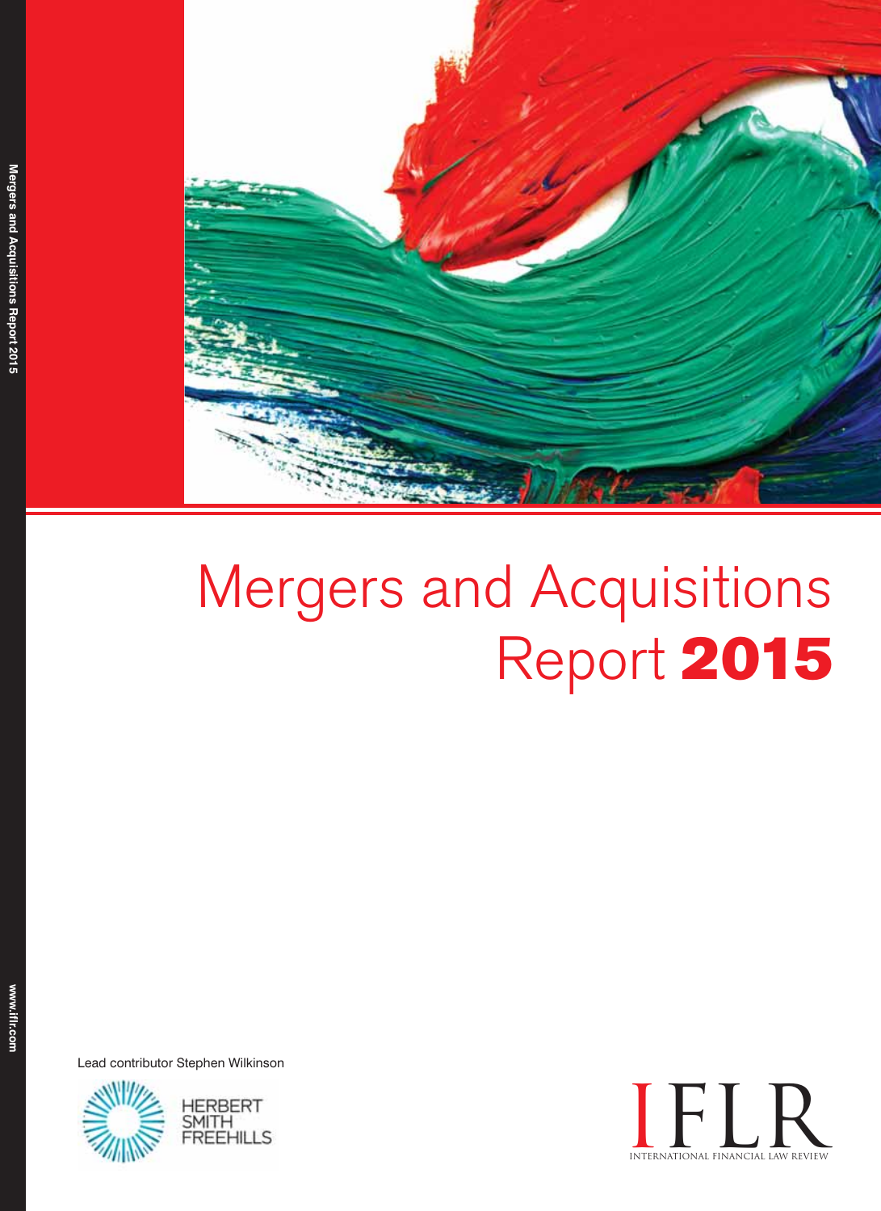# Mergers and Acquisitions Report 2015

Lead contributor Stephen Wilkinson

HERBERT SMITH FREEHILLS

IFLR

INTERNATIONAL FINANCIAL LAW REVIEW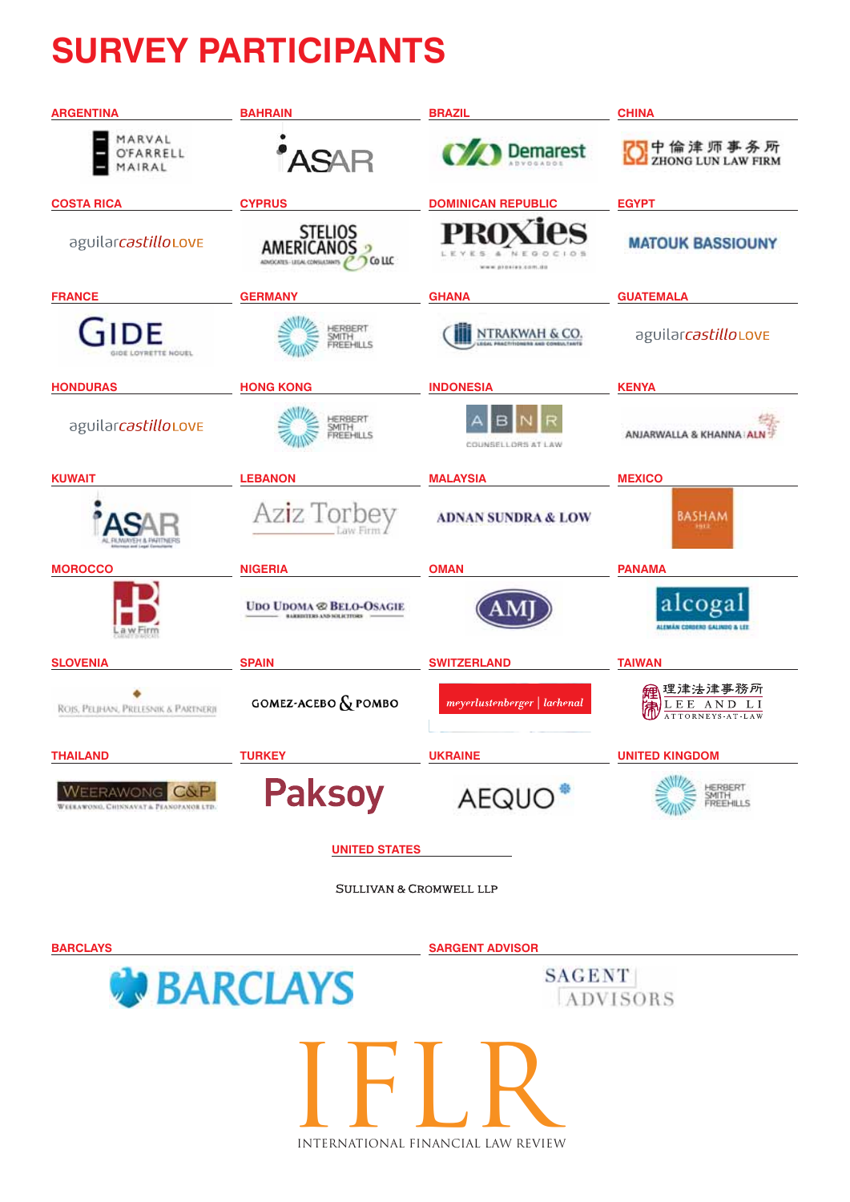# SURVEY PARTICIPANTS

**ARGENTINA**

MARVAL O'FARRELL MAIRAL

**BAHRAIN**

ASAR

**BRAZIL**

Demarest ADVOGADOS

**CHINA**

中倫律师事务所 ZHONG LUN LAW FIRM

**COSTA RICA**

aguilarcastilloLOVE

**CYPRUS**

STELIOS AMERICANOS & Co LLC

ADVOCATES - LEGAL CONSULTANTS

**DOMINICAN REPUBLIC**

PROXIES

LEYES & NEGOCIOS

www.proxies.com.do

**EGYPT**

MATOUK BASSIOUNY

**FRANCE**

GIDE

GIDE LOYRETTE NOUEL

**GERMANY**

HERBERT SMITH FREEHILLS

**GHANA**

NTRAKWAH & CO.

LEGAL PRACTITIONERS AND CONSULTANTS

**GUATEMALA**

aguilarcastilloLOVE

**HONDURAS**

aguilarcastilloLOVE

**HONG KONG**

HERBERT SMITH FREEHILLS

**INDONESIA**

ABNR

COUNSELLORS AT LAW

**KENYA**

ANJARWALLA & KHANNA | ALN

**KUWAIT**

ASAR

AL RUWAYEH & PARTNERS

**LEBANON**

Aziz Torbey

Law Firm

**MALAYSIA**

ADNAN SUNDRA & LOW

**MEXICO**

BASHAM

**MOROCCO**

HB

Law Firm

**NIGERIA**

UDO UDOMA & BELO-OSAGIE

BARRISTERS AND SOLICITORS

**OMAN**

AMJ

**PANAMA**

alcogal

ALEMÁN CORDERO GALINDO & LEE

**SLOVENIA**

ROJS, PELJHAN, PRELESNIK & PARTNERJI

**SPAIN**

GOMEZ-ACEBO & POMBO

**SWITZERLAND**

meyerlustenberger | lachenal

**TAIWAN**

理律法律事務所 LEE AND LI

ATTORNEYS-AT-LAW

**THAILAND**

WEERAWONG C&P

WEERAWONG, CHINNAVAT & PEANGPANOR LTD.

**TURKEY**

Paksoy

**UKRAINE**

AEQUO

**UNITED KINGDOM**

HERBERT SMITH FREEHILLS

**UNITED STATES**

SULLIVAN & CROMWELL LLP

**BARCLAYS**

BARCLAYS

**SARGENT ADVISOR**

SAGENT ADVISORS

IFLR

INTERNATIONAL FINANCIAL LAW REVIEW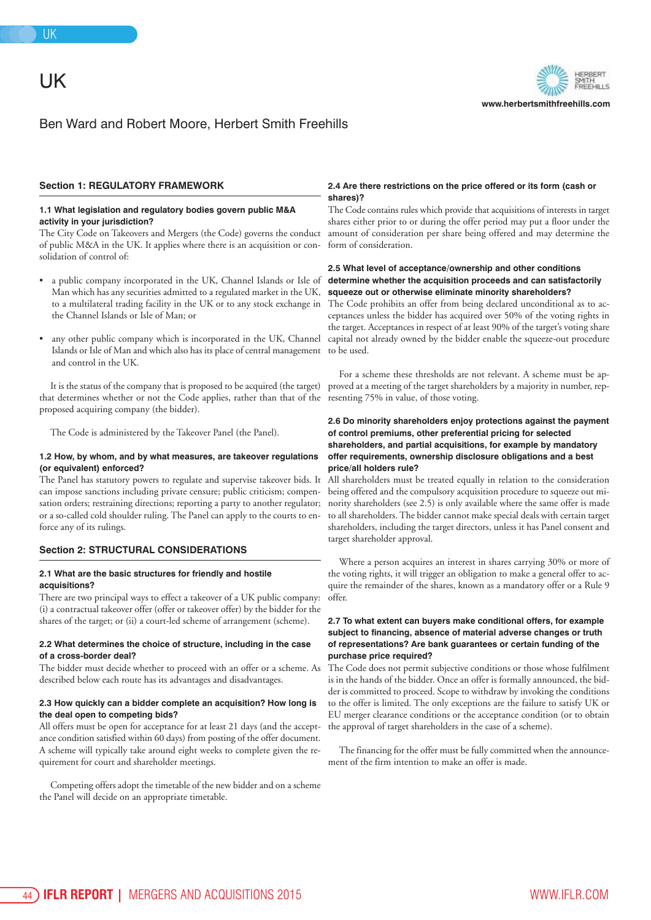# UK

Ben Ward and Robert Moore, Herbert Smith Freehills

www.herbertsmithfreehills.com

## Section 1: REGULATORY FRAMEWORK

### 1.1 What legislation and regulatory bodies govern public M&A activity in your jurisdiction?

The City Code on Takeovers and Mergers (the Code) governs the conduct of public M&A in the UK. It applies where there is an acquisition or consolidation of control of:

- a public company incorporated in the UK, Channel Islands or Isle of Man which has any securities admitted to a regulated market in the UK, to a multilateral trading facility in the UK or to any stock exchange in the Channel Islands or Isle of Man; or
- any other public company which is incorporated in the UK, Channel Islands or Isle of Man and which also has its place of central management and control in the UK.

It is the status of the company that is proposed to be acquired (the target) that determines whether or not the Code applies, rather than that of the proposed acquiring company (the bidder).

The Code is administered by the Takeover Panel (the Panel).

### 1.2 How, by whom, and by what measures, are takeover regulations (or equivalent) enforced?

The Panel has statutory powers to regulate and supervise takeover bids. It can impose sanctions including private censure; public criticism; compensation orders; restraining directions; reporting a party to another regulator; or a so-called cold shoulder ruling. The Panel can apply to the courts to enforce any of its rulings.

## Section 2: STRUCTURAL CONSIDERATIONS

### 2.1 What are the basic structures for friendly and hostile acquisitions?

There are two principal ways to effect a takeover of a UK public company: (i) a contractual takeover offer (offer or takeover offer) by the bidder for the shares of the target; or (ii) a court-led scheme of arrangement (scheme).

### 2.2 What determines the choice of structure, including in the case of a cross-border deal?

The bidder must decide whether to proceed with an offer or a scheme. As described below each route has its advantages and disadvantages.

### 2.3 How quickly can a bidder complete an acquisition? How long is the deal open to competing bids?

All offers must be open for acceptance for at least 21 days (and the acceptance condition satisfied within 60 days) from posting of the offer document. A scheme will typically take around eight weeks to complete given the requirement for court and shareholder meetings.

Competing offers adopt the timetable of the new bidder and on a scheme the Panel will decide on an appropriate timetable.

### 2.4 Are there restrictions on the price offered or its form (cash or shares)?

The Code contains rules which provide that acquisitions of interests in target shares either prior to or during the offer period may put a floor under the amount of consideration per share being offered and may determine the form of consideration.

### 2.5 What level of acceptance/ownership and other conditions determine whether the acquisition proceeds and can satisfactorily squeeze out or otherwise eliminate minority shareholders?

The Code prohibits an offer from being declared unconditional as to acceptances unless the bidder has acquired over 50% of the voting rights in the target. Acceptances in respect of at least 90% of the target's voting share capital not already owned by the bidder enable the squeeze-out procedure to be used.

For a scheme these thresholds are not relevant. A scheme must be approved at a meeting of the target shareholders by a majority in number, representing 75% in value, of those voting.

### 2.6 Do minority shareholders enjoy protections against the payment of control premiums, other preferential pricing for selected shareholders, and partial acquisitions, for example by mandatory offer requirements, ownership disclosure obligations and a best price/all holders rule?

All shareholders must be treated equally in relation to the consideration being offered and the compulsory acquisition procedure to squeeze out minority shareholders (see 2.5) is only available where the same offer is made to all shareholders. The bidder cannot make special deals with certain target shareholders, including the target directors, unless it has Panel consent and target shareholder approval.

Where a person acquires an interest in shares carrying 30% or more of the voting rights, it will trigger an obligation to make a general offer to acquire the remainder of the shares, known as a mandatory offer or a Rule 9 offer.

### 2.7 To what extent can buyers make conditional offers, for example subject to financing, absence of material adverse changes or truth of representations? Are bank guarantees or certain funding of the purchase price required?

The Code does not permit subjective conditions or those whose fulfilment is in the hands of the bidder. Once an offer is formally announced, the bidder is committed to proceed. Scope to withdraw by invoking the conditions to the offer is limited. The only exceptions are the failure to satisfy UK or EU merger clearance conditions or the acceptance condition (or to obtain the approval of target shareholders in the case of a scheme).

The financing for the offer must be fully committed when the announcement of the firm intention to make an offer is made.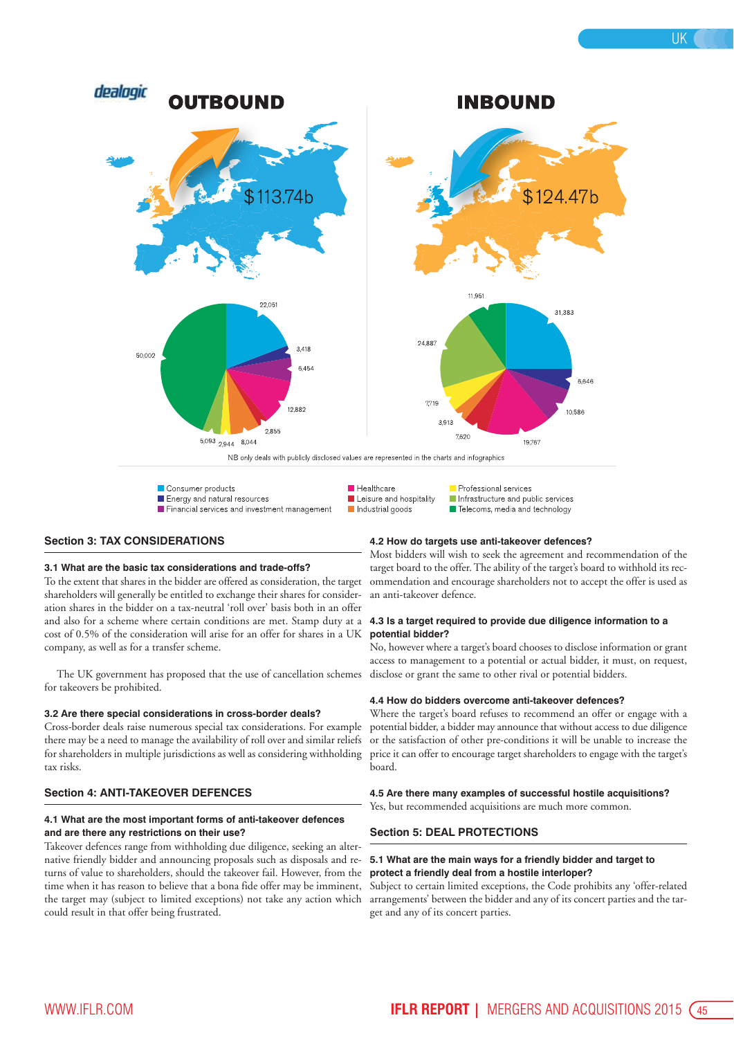dealogic

# OUTBOUND

$113.74b

# INBOUND

$124.47b

NB only deals with publicly disclosed values are represented in the charts and infographics

- Consumer products
- Energy and natural resources
- Financial services and investment management
- Healthcare
- Leisure and hospitality
- Industrial goods
- Professional services
- Infrastructure and public services
- Telecoms, media and technology

## Section 3: TAX CONSIDERATIONS

### 3.1 What are the basic tax considerations and trade-offs?

To the extent that shares in the bidder are offered as consideration, the target shareholders will generally be entitled to exchange their shares for consideration shares in the bidder on a tax-neutral 'roll over' basis both in an offer and also for a scheme where certain conditions are met. Stamp duty at a cost of 0.5% of the consideration will arise for an offer for shares in a UK company, as well as for a transfer scheme.

The UK government has proposed that the use of cancellation schemes for takeovers be prohibited.

### 3.2 Are there special considerations in cross-border deals?

Cross-border deals raise numerous special tax considerations. For example there may be a need to manage the availability of roll over and similar reliefs for shareholders in multiple jurisdictions as well as considering withholding tax risks.

## Section 4: ANTI-TAKEOVER DEFENCES

### 4.1 What are the most important forms of anti-takeover defences and are there any restrictions on their use?

Takeover defences range from withholding due diligence, seeking an alternative friendly bidder and announcing proposals such as disposals and returns of value to shareholders, should the takeover fail. However, from the time when it has reason to believe that a bona fide offer may be imminent, the target may (subject to limited exceptions) not take any action which could result in that offer being frustrated.

### 4.2 How do targets use anti-takeover defences?

Most bidders will wish to seek the agreement and recommendation of the target board to the offer. The ability of the target's board to withhold its recommendation and encourage shareholders not to accept the offer is used as an anti-takeover defence.

### 4.3 Is a target required to provide due diligence information to a potential bidder?

No, however where a target's board chooses to disclose information or grant access to management to a potential or actual bidder, it must, on request, disclose or grant the same to other rival or potential bidders.

### 4.4 How do bidders overcome anti-takeover defences?

Where the target's board refuses to recommend an offer or engage with a potential bidder, a bidder may announce that without access to due diligence or the satisfaction of other pre-conditions it will be unable to increase the price it can offer to encourage target shareholders to engage with the target's board.

### 4.5 Are there many examples of successful hostile acquisitions?

Yes, but recommended acquisitions are much more common.

## Section 5: DEAL PROTECTIONS

### 5.1 What are the main ways for a friendly bidder and target to protect a friendly deal from a hostile interloper?

Subject to certain limited exceptions, the Code prohibits any 'offer-related arrangements' between the bidder and any of its concert parties and the target and any of its concert parties.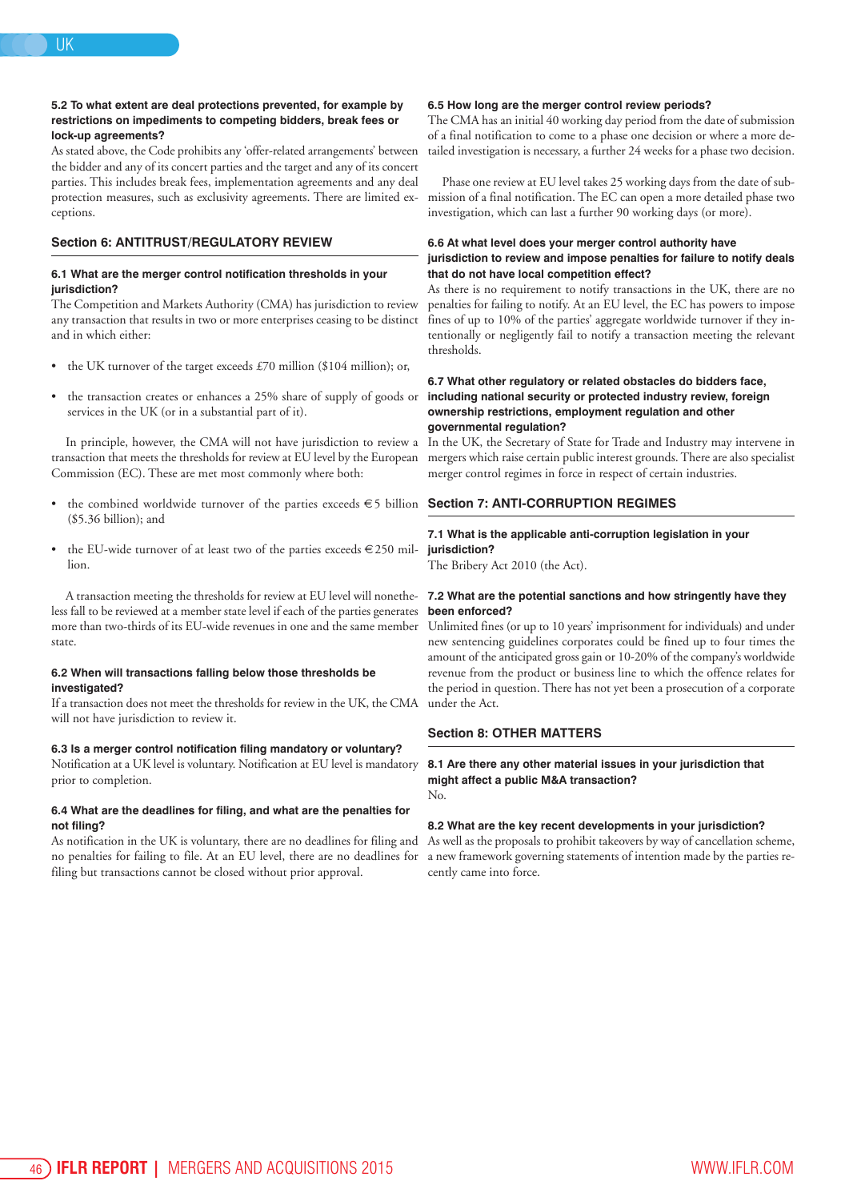### 5.2 To what extent are deal protections prevented, for example by restrictions on impediments to competing bidders, break fees or lock-up agreements?

As stated above, the Code prohibits any 'offer-related arrangements' between the bidder and any of its concert parties and the target and any of its concert parties. This includes break fees, implementation agreements and any deal protection measures, such as exclusivity agreements. There are limited exceptions.

## Section 6: ANTITRUST/REGULATORY REVIEW

### 6.1 What are the merger control notification thresholds in your jurisdiction?

The Competition and Markets Authority (CMA) has jurisdiction to review any transaction that results in two or more enterprises ceasing to be distinct and in which either:

- the UK turnover of the target exceeds £70 million ($104 million); or,
- the transaction creates or enhances a 25% share of supply of goods or services in the UK (or in a substantial part of it).

In principle, however, the CMA will not have jurisdiction to review a transaction that meets the thresholds for review at EU level by the European Commission (EC). These are met most commonly where both:

- the combined worldwide turnover of the parties exceeds €5 billion ($5.36 billion); and
- the EU-wide turnover of at least two of the parties exceeds €250 million.

A transaction meeting the thresholds for review at EU level will nonetheless fall to be reviewed at a member state level if each of the parties generates more than two-thirds of its EU-wide revenues in one and the same member state.

### 6.2 When will transactions falling below those thresholds be investigated?

If a transaction does not meet the thresholds for review in the UK, the CMA will not have jurisdiction to review it.

### 6.3 Is a merger control notification filing mandatory or voluntary?

Notification at a UK level is voluntary. Notification at EU level is mandatory prior to completion.

### 6.4 What are the deadlines for filing, and what are the penalties for not filing?

As notification in the UK is voluntary, there are no deadlines for filing and no penalties for failing to file. At an EU level, there are no deadlines for filing but transactions cannot be closed without prior approval.

### 6.5 How long are the merger control review periods?

The CMA has an initial 40 working day period from the date of submission of a final notification to come to a phase one decision or where a more detailed investigation is necessary, a further 24 weeks for a phase two decision.

Phase one review at EU level takes 25 working days from the date of submission of a final notification. The EC can open a more detailed phase two investigation, which can last a further 90 working days (or more).

### 6.6 At what level does your merger control authority have jurisdiction to review and impose penalties for failure to notify deals that do not have local competition effect?

As there is no requirement to notify transactions in the UK, there are no penalties for failing to notify. At an EU level, the EC has powers to impose fines of up to 10% of the parties' aggregate worldwide turnover if they intentionally or negligently fail to notify a transaction meeting the relevant thresholds.

### 6.7 What other regulatory or related obstacles do bidders face, including national security or protected industry review, foreign ownership restrictions, employment regulation and other governmental regulation?

In the UK, the Secretary of State for Trade and Industry may intervene in mergers which raise certain public interest grounds. There are also specialist merger control regimes in force in respect of certain industries.

## Section 7: ANTI-CORRUPTION REGIMES

### 7.1 What is the applicable anti-corruption legislation in your jurisdiction?

The Bribery Act 2010 (the Act).

### 7.2 What are the potential sanctions and how stringently have they been enforced?

Unlimited fines (or up to 10 years' imprisonment for individuals) and under new sentencing guidelines corporates could be fined up to four times the amount of the anticipated gross gain or 10-20% of the company's worldwide revenue from the product or business line to which the offence relates for the period in question. There has not yet been a prosecution of a corporate under the Act.

## Section 8: OTHER MATTERS

### 8.1 Are there any other material issues in your jurisdiction that might affect a public M&A transaction?

No.

### 8.2 What are the key recent developments in your jurisdiction?

As well as the proposals to prohibit takeovers by way of cancellation scheme, a new framework governing statements of intention made by the parties recently came into force.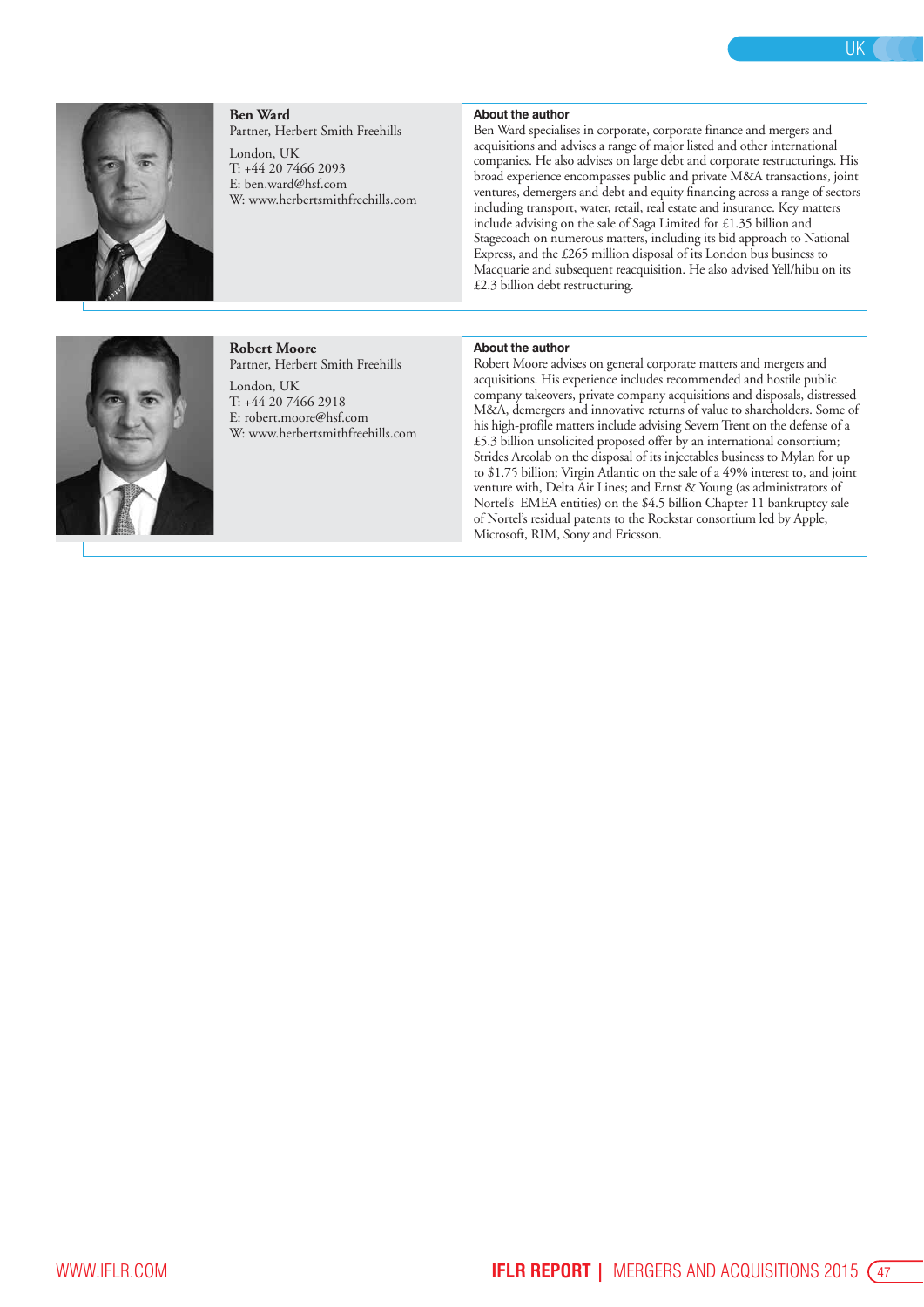**Ben Ward**
Partner, Herbert Smith Freehills

London, UK
T: +44 20 7466 2093
E: ben.ward@hsf.com
W: www.herbertsmithfreehills.com

**About the author**

Ben Ward specialises in corporate, corporate finance and mergers and acquisitions and advises a range of major listed and other international companies. He also advises on large debt and corporate restructurings. His broad experience encompasses public and private M&A transactions, joint ventures, demergers and debt and equity financing across a range of sectors including transport, water, retail, real estate and insurance. Key matters include advising on the sale of Saga Limited for £1.35 billion and Stagecoach on numerous matters, including its bid approach to National Express, and the £265 million disposal of its London bus business to Macquarie and subsequent reacquisition. He also advised Yell/hibu on its £2.3 billion debt restructuring.

**Robert Moore**
Partner, Herbert Smith Freehills

London, UK
T: +44 20 7466 2918
E: robert.moore@hsf.com
W: www.herbertsmithfreehills.com

**About the author**

Robert Moore advises on general corporate matters and mergers and acquisitions. His experience includes recommended and hostile public company takeovers, private company acquisitions and disposals, distressed M&A, demergers and innovative returns of value to shareholders. Some of his high-profile matters include advising Severn Trent on the defense of a £5.3 billion unsolicited proposed offer by an international consortium; Strides Arcolab on the disposal of its injectables business to Mylan for up to $1.75 billion; Virgin Atlantic on the sale of a 49% interest to, and joint venture with, Delta Air Lines; and Ernst & Young (as administrators of Nortel's EMEA entities) on the $4.5 billion Chapter 11 bankruptcy sale of Nortel's residual patents to the Rockstar consortium led by Apple, Microsoft, RIM, Sony and Ericsson.